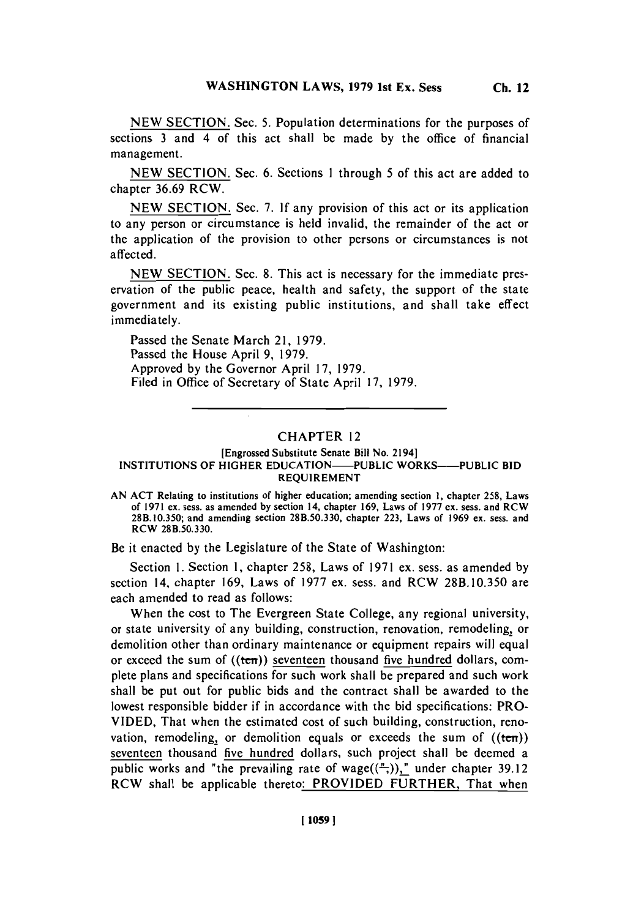NEW SECTION. Sec. 5. Population determinations for the purposes of sections 3 and 4 of this act shall be made by the office of financial management.

NEW SECTION. Sec. 6. Sections 1 through 5 of this act are added to chapter 36.69 RCW.

NEW SECTION. Sec. 7. If any provision of this act or its application to any person or circumstance is held invalid, the remainder of the act or the application of the provision to other persons or circumstances is not affected.

NEW SECTION. Sec. 8. This act is necessary for the immediate preservation of the public peace, health and safety, the support of the state government and its existing public institutions, and shall take effect immediately.

Passed the Senate March 21, 1979.
Passed the House April 9, 1979.
Approved by the Governor April 17, 1979.
Filed in Office of Secretary of State April 17, 1979.

---

## CHAPTER 12

[Engrossed Substitute Senate Bill No. 2194]

### INSTITUTIONS OF HIGHER EDUCATION——PUBLIC WORKS——PUBLIC BID REQUIREMENT

AN ACT Relating to institutions of higher education; amending section 1, chapter 258, Laws of 1971 ex. sess. as amended by section 14, chapter 169, Laws of 1977 ex. sess. and RCW 28B.10.350; and amending section 28B.50.330, chapter 223, Laws of 1969 ex. sess. and RCW 28B.50.330.

Be it enacted by the Legislature of the State of Washington:

Section 1. Section 1, chapter 258, Laws of 1971 ex. sess. as amended by section 14, chapter 169, Laws of 1977 ex. sess. and RCW 28B.10.350 are each amended to read as follows:

When the cost to The Evergreen State College, any regional university, or state university of any building, construction, renovation, remodeling, or demolition other than ordinary maintenance or equipment repairs will equal or exceed the sum of ((~~ten~~)) seventeen thousand five hundred dollars, complete plans and specifications for such work shall be prepared and such work shall be put out for public bids and the contract shall be awarded to the lowest responsible bidder if in accordance with the bid specifications: PROVIDED, That when the estimated cost of such building, construction, renovation, remodeling, or demolition equals or exceeds the sum of ((~~ten~~)) seventeen thousand five hundred dollars, such project shall be deemed a public works and "the prevailing rate of wage((~~",~~))," under chapter 39.12 RCW shall be applicable thereto: PROVIDED FURTHER, That when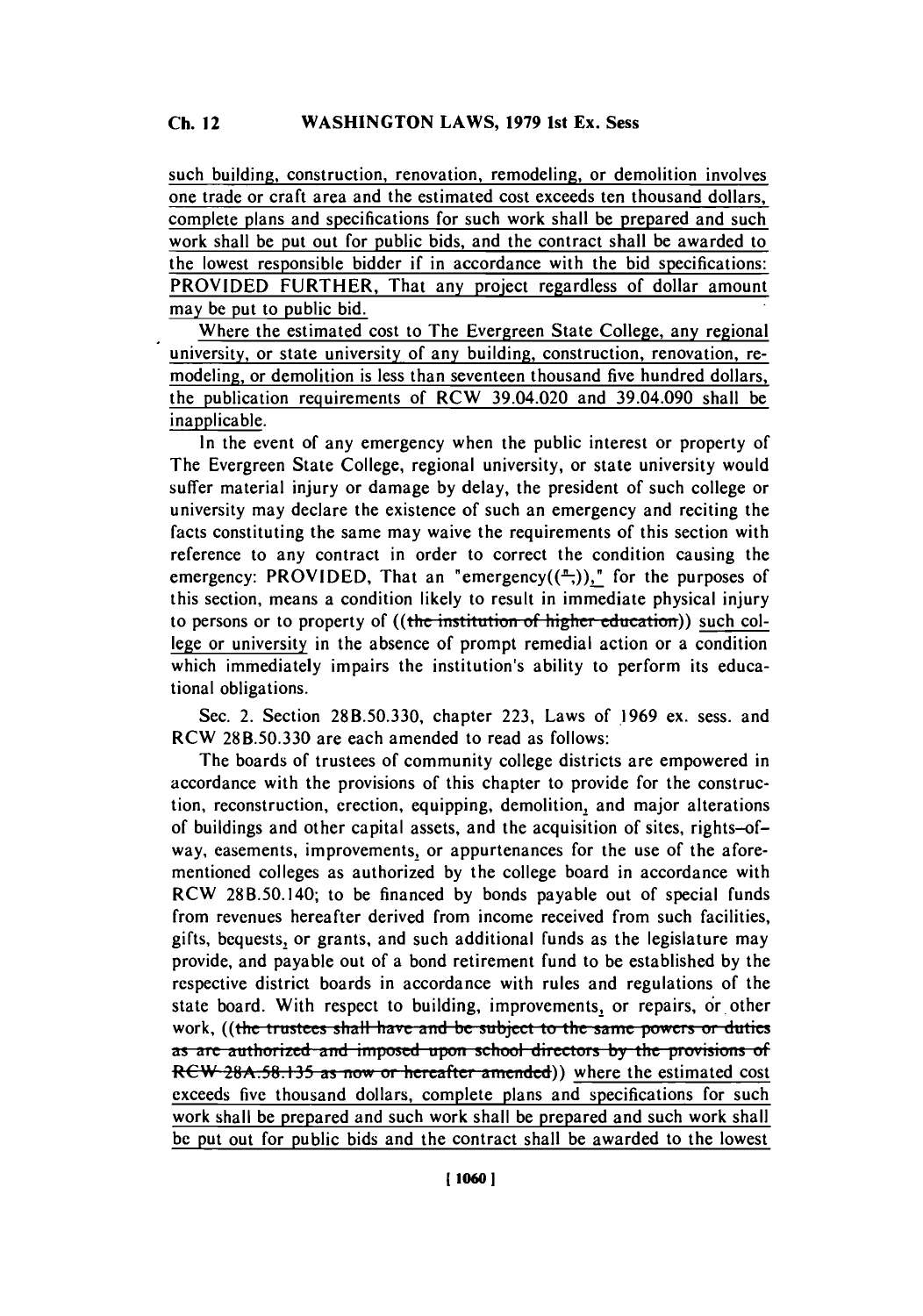such building, construction, renovation, remodeling, or demolition involves one trade or craft area and the estimated cost exceeds ten thousand dollars, complete plans and specifications for such work shall be prepared and such work shall be put out for public bids, and the contract shall be awarded to the lowest responsible bidder if in accordance with the bid specifications: PROVIDED FURTHER, That any project regardless of dollar amount may be put to public bid.

Where the estimated cost to The Evergreen State College, any regional university, or state university of any building, construction, renovation, remodeling, or demolition is less than seventeen thousand five hundred dollars, the publication requirements of RCW 39.04.020 and 39.04.090 shall be inapplicable.

In the event of any emergency when the public interest or property of The Evergreen State College, regional university, or state university would suffer material injury or damage by delay, the president of such college or university may declare the existence of such an emergency and reciting the facts constituting the same may waive the requirements of this section with reference to any contract in order to correct the condition causing the emergency: PROVIDED, That an "emergency((",))," for the purposes of this section, means a condition likely to result in immediate physical injury to persons or to property of ((~~the institution of higher education~~)) such college or university in the absence of prompt remedial action or a condition which immediately impairs the institution's ability to perform its educational obligations.

Sec. 2. Section 28B.50.330, chapter 223, Laws of 1969 ex. sess. and RCW 28B.50.330 are each amended to read as follows:

The boards of trustees of community college districts are empowered in accordance with the provisions of this chapter to provide for the construction, reconstruction, erection, equipping, demolition, and major alterations of buildings and other capital assets, and the acquisition of sites, rights-of-way, easements, improvements, or appurtenances for the use of the aforementioned colleges as authorized by the college board in accordance with RCW 28B.50.140; to be financed by bonds payable out of special funds from revenues hereafter derived from income received from such facilities, gifts, bequests, or grants, and such additional funds as the legislature may provide, and payable out of a bond retirement fund to be established by the respective district boards in accordance with rules and regulations of the state board. With respect to building, improvements, or repairs, or other work, ((~~the trustees shall have and be subject to the same powers or duties as are authorized and imposed upon school directors by the provisions of RCW 28A.58.135 as now or hereafter amended~~)) where the estimated cost exceeds five thousand dollars, complete plans and specifications for such work shall be prepared and such work shall be prepared and such work shall be put out for public bids and the contract shall be awarded to the lowest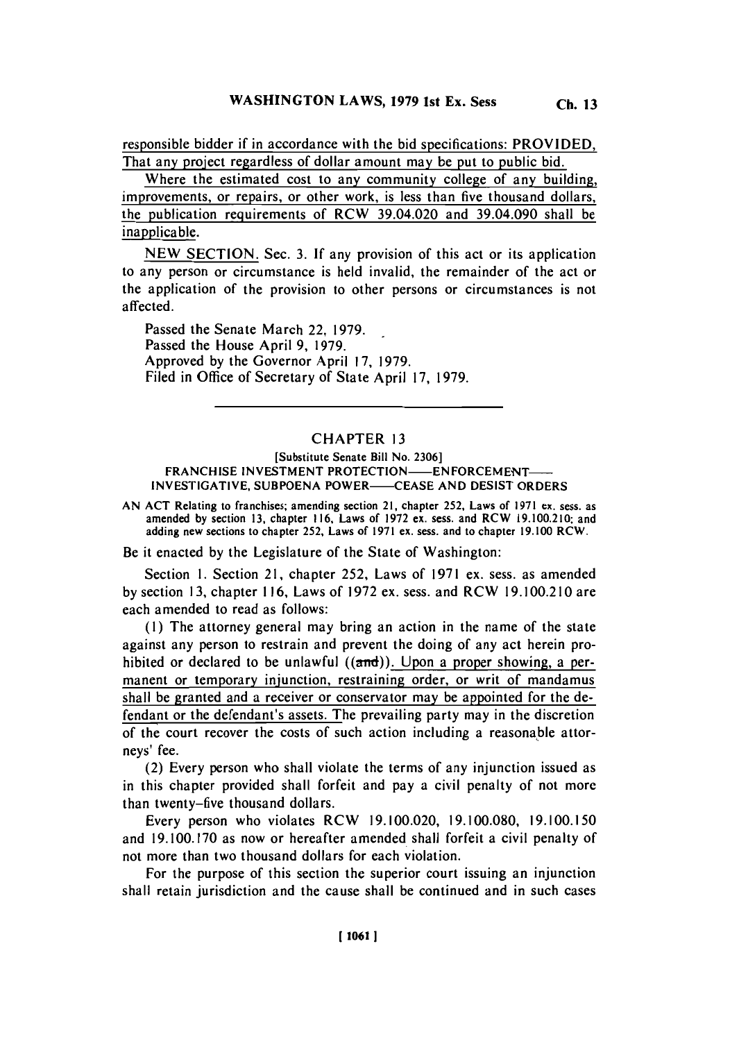responsible bidder if in accordance with the bid specifications: PROVIDED, That any project regardless of dollar amount may be put to public bid.

Where the estimated cost to any community college of any building, improvements, or repairs, or other work, is less than five thousand dollars, the publication requirements of RCW 39.04.020 and 39.04.090 shall be inapplicable.

NEW SECTION. Sec. 3. If any provision of this act or its application to any person or circumstance is held invalid, the remainder of the act or the application of the provision to other persons or circumstances is not affected.

Passed the Senate March 22, 1979.
Passed the House April 9, 1979.
Approved by the Governor April 17, 1979.
Filed in Office of Secretary of State April 17, 1979.

---

## CHAPTER 13

[Substitute Senate Bill No. 2306]

### FRANCHISE INVESTMENT PROTECTION——ENFORCEMENT——INVESTIGATIVE, SUBPOENA POWER——CEASE AND DESIST ORDERS

AN ACT Relating to franchises; amending section 21, chapter 252, Laws of 1971 ex. sess. as amended by section 13, chapter 116, Laws of 1972 ex. sess. and RCW 19.100.210; and adding new sections to chapter 252, Laws of 1971 ex. sess. and to chapter 19.100 RCW.

Be it enacted by the Legislature of the State of Washington:

Section 1. Section 21, chapter 252, Laws of 1971 ex. sess. as amended by section 13, chapter 116, Laws of 1972 ex. sess. and RCW 19.100.210 are each amended to read as follows:

(1) The attorney general may bring an action in the name of the state against any person to restrain and prevent the doing of any act herein prohibited or declared to be unlawful ((~~and~~)). Upon a proper showing, a permanent or temporary injunction, restraining order, or writ of mandamus shall be granted and a receiver or conservator may be appointed for the defendant or the defendant's assets. The prevailing party may in the discretion of the court recover the costs of such action including a reasonable attorneys' fee.

(2) Every person who shall violate the terms of any injunction issued as in this chapter provided shall forfeit and pay a civil penalty of not more than twenty-five thousand dollars.

Every person who violates RCW 19.100.020, 19.100.080, 19.100.150 and 19.100.170 as now or hereafter amended shall forfeit a civil penalty of not more than two thousand dollars for each violation.

For the purpose of this section the superior court issuing an injunction shall retain jurisdiction and the cause shall be continued and in such cases